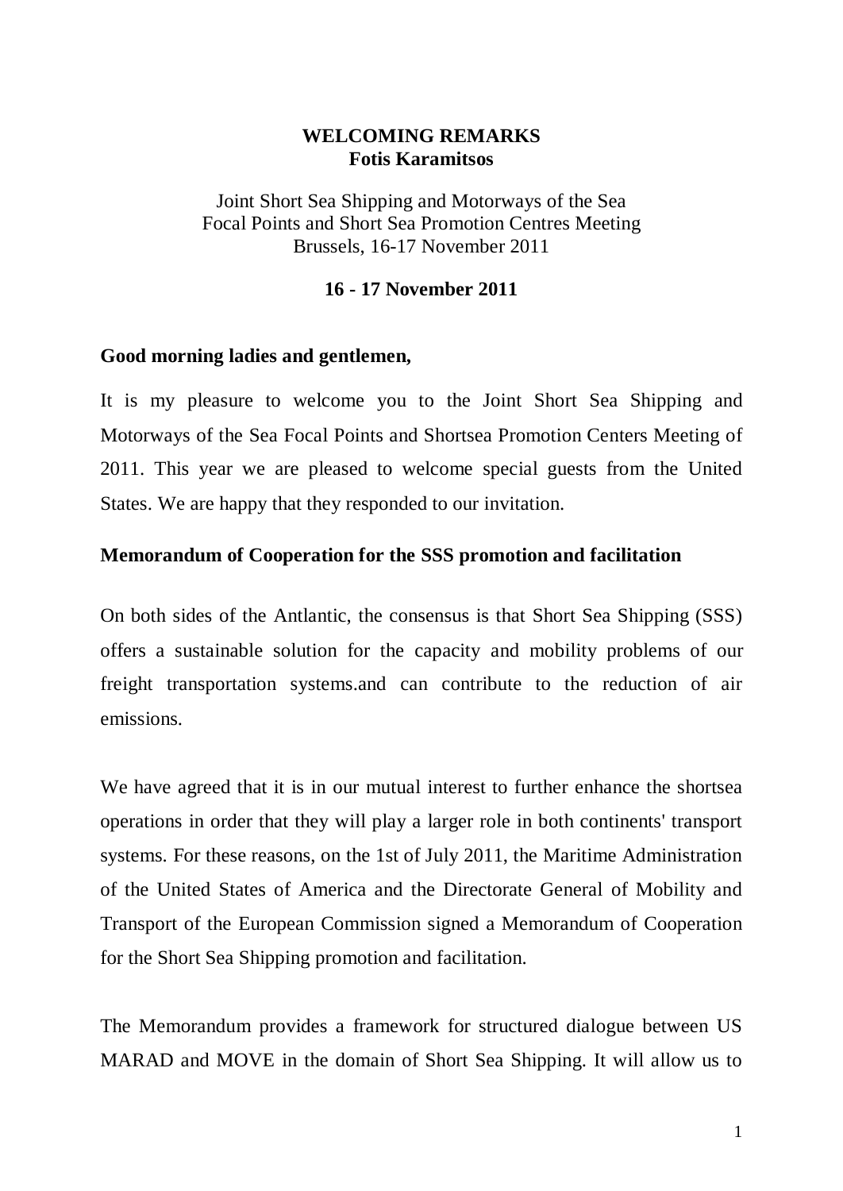**WELCOMING REMARKS**
**Fotis Karamitsos**

Joint Short Sea Shipping and Motorways of the Sea
Focal Points and Short Sea Promotion Centres Meeting
Brussels, 16-17 November 2011

**16 - 17 November 2011**

**Good morning ladies and gentlemen,**

It is my pleasure to welcome you to the Joint Short Sea Shipping and Motorways of the Sea Focal Points and Shortsea Promotion Centers Meeting of 2011. This year we are pleased to welcome special guests from the United States. We are happy that they responded to our invitation.

**Memorandum of Cooperation for the SSS promotion and facilitation**

On both sides of the Antlantic, the consensus is that Short Sea Shipping (SSS) offers a sustainable solution for the capacity and mobility problems of our freight transportation systems.and can contribute to the reduction of air emissions.

We have agreed that it is in our mutual interest to further enhance the shortsea operations in order that they will play a larger role in both continents' transport systems. For these reasons, on the 1st of July 2011, the Maritime Administration of the United States of America and the Directorate General of Mobility and Transport of the European Commission signed a Memorandum of Cooperation for the Short Sea Shipping promotion and facilitation.

The Memorandum provides a framework for structured dialogue between US MARAD and MOVE in the domain of Short Sea Shipping. It will allow us to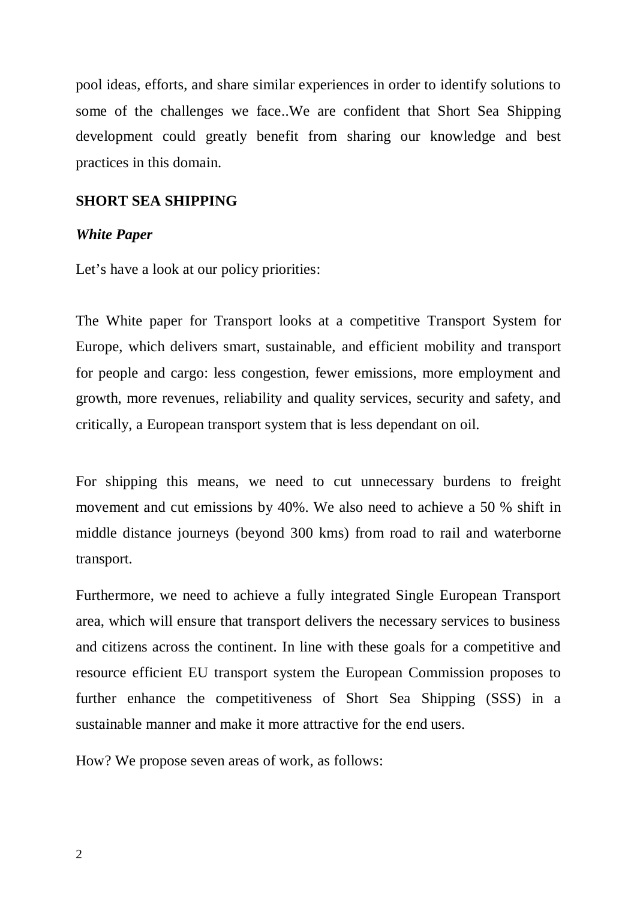pool ideas, efforts, and share similar experiences in order to identify solutions to some of the challenges we face..We are confident that Short Sea Shipping development could greatly benefit from sharing our knowledge and best practices in this domain.

## SHORT SEA SHIPPING

### *White Paper*

Let's have a look at our policy priorities:

The White paper for Transport looks at a competitive Transport System for Europe, which delivers smart, sustainable, and efficient mobility and transport for people and cargo: less congestion, fewer emissions, more employment and growth, more revenues, reliability and quality services, security and safety, and critically, a European transport system that is less dependant on oil.

For shipping this means, we need to cut unnecessary burdens to freight movement and cut emissions by 40%. We also need to achieve a 50 % shift in middle distance journeys (beyond 300 kms) from road to rail and waterborne transport.

Furthermore, we need to achieve a fully integrated Single European Transport area, which will ensure that transport delivers the necessary services to business and citizens across the continent. In line with these goals for a competitive and resource efficient EU transport system the European Commission proposes to further enhance the competitiveness of Short Sea Shipping (SSS) in a sustainable manner and make it more attractive for the end users.

How? We propose seven areas of work, as follows: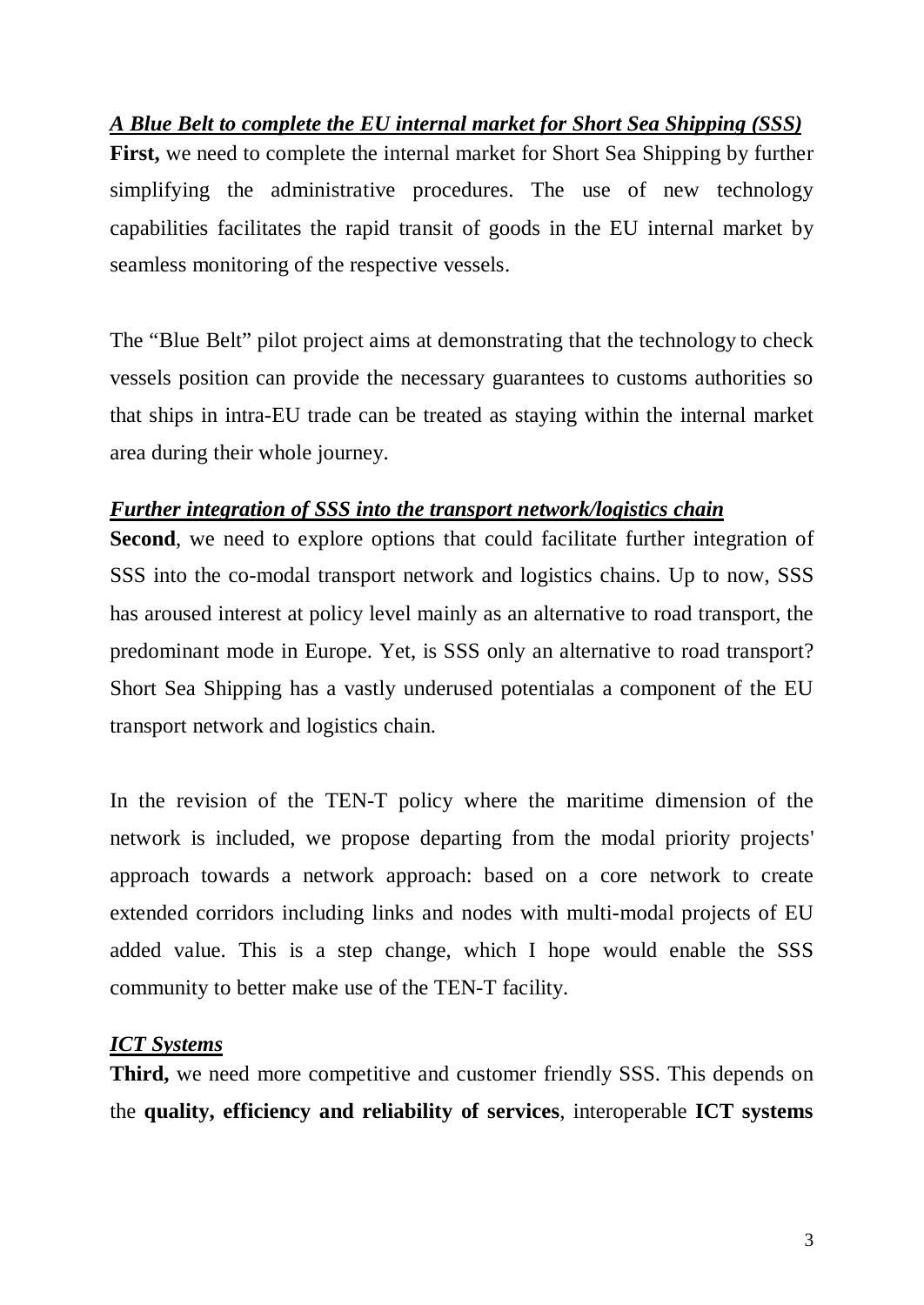***A Blue Belt to complete the EU internal market for Short Sea Shipping (SSS)***

**First,** we need to complete the internal market for Short Sea Shipping by further simplifying the administrative procedures. The use of new technology capabilities facilitates the rapid transit of goods in the EU internal market by seamless monitoring of the respective vessels.

The "Blue Belt" pilot project aims at demonstrating that the technology to check vessels position can provide the necessary guarantees to customs authorities so that ships in intra-EU trade can be treated as staying within the internal market area during their whole journey.

***Further integration of SSS into the transport network/logistics chain***

**Second**, we need to explore options that could facilitate further integration of SSS into the co-modal transport network and logistics chains. Up to now, SSS has aroused interest at policy level mainly as an alternative to road transport, the predominant mode in Europe. Yet, is SSS only an alternative to road transport? Short Sea Shipping has a vastly underused potentialas a component of the EU transport network and logistics chain.

In the revision of the TEN-T policy where the maritime dimension of the network is included, we propose departing from the modal priority projects' approach towards a network approach: based on a core network to create extended corridors including links and nodes with multi-modal projects of EU added value. This is a step change, which I hope would enable the SSS community to better make use of the TEN-T facility.

***ICT Systems***

**Third,** we need more competitive and customer friendly SSS. This depends on the **quality, efficiency and reliability of services**, interoperable **ICT systems**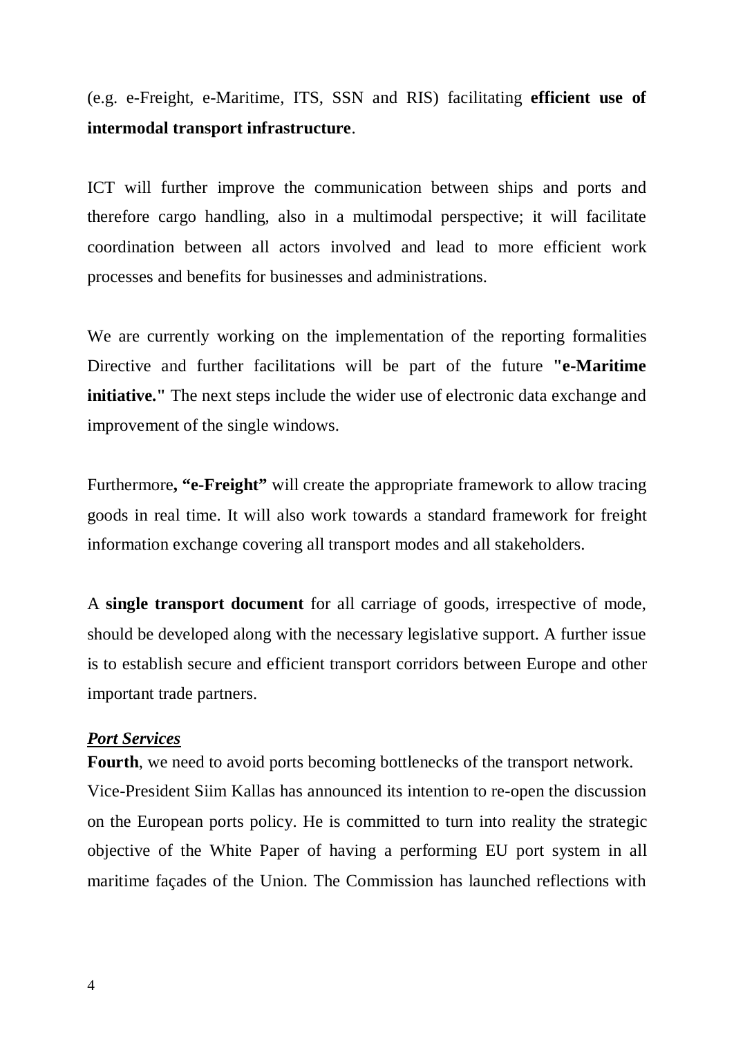(e.g. e-Freight, e-Maritime, ITS, SSN and RIS) facilitating **efficient use of intermodal transport infrastructure**.

ICT will further improve the communication between ships and ports and therefore cargo handling, also in a multimodal perspective; it will facilitate coordination between all actors involved and lead to more efficient work processes and benefits for businesses and administrations.

We are currently working on the implementation of the reporting formalities Directive and further facilitations will be part of the future **"e-Maritime initiative."** The next steps include the wider use of electronic data exchange and improvement of the single windows.

Furthermore**, "e-Freight"** will create the appropriate framework to allow tracing goods in real time. It will also work towards a standard framework for freight information exchange covering all transport modes and all stakeholders.

A **single transport document** for all carriage of goods, irrespective of mode, should be developed along with the necessary legislative support. A further issue is to establish secure and efficient transport corridors between Europe and other important trade partners.

***Port Services***

**Fourth**, we need to avoid ports becoming bottlenecks of the transport network. Vice-President Siim Kallas has announced its intention to re-open the discussion on the European ports policy. He is committed to turn into reality the strategic objective of the White Paper of having a performing EU port system in all maritime façades of the Union. The Commission has launched reflections with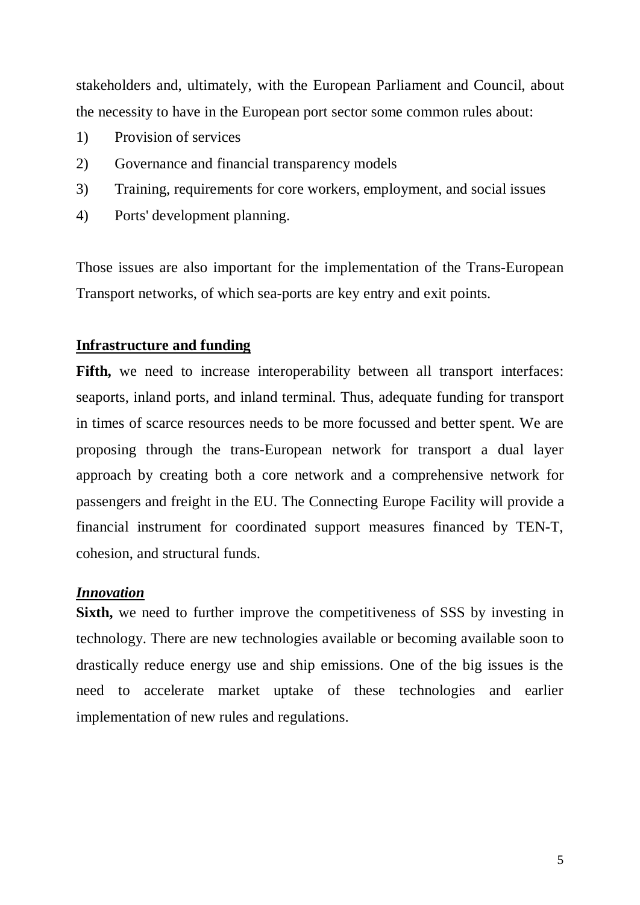stakeholders and, ultimately, with the European Parliament and Council, about the necessity to have in the European port sector some common rules about:

1) Provision of services
2) Governance and financial transparency models
3) Training, requirements for core workers, employment, and social issues
4) Ports' development planning.

Those issues are also important for the implementation of the Trans-European Transport networks, of which sea-ports are key entry and exit points.

**<u>Infrastructure and funding</u>**

**Fifth,** we need to increase interoperability between all transport interfaces: seaports, inland ports, and inland terminal. Thus, adequate funding for transport in times of scarce resources needs to be more focussed and better spent. We are proposing through the trans-European network for transport a dual layer approach by creating both a core network and a comprehensive network for passengers and freight in the EU. The Connecting Europe Facility will provide a financial instrument for coordinated support measures financed by TEN-T, cohesion, and structural funds.

***<u>Innovation</u>***

**Sixth,** we need to further improve the competitiveness of SSS by investing in technology. There are new technologies available or becoming available soon to drastically reduce energy use and ship emissions. One of the big issues is the need to accelerate market uptake of these technologies and earlier implementation of new rules and regulations.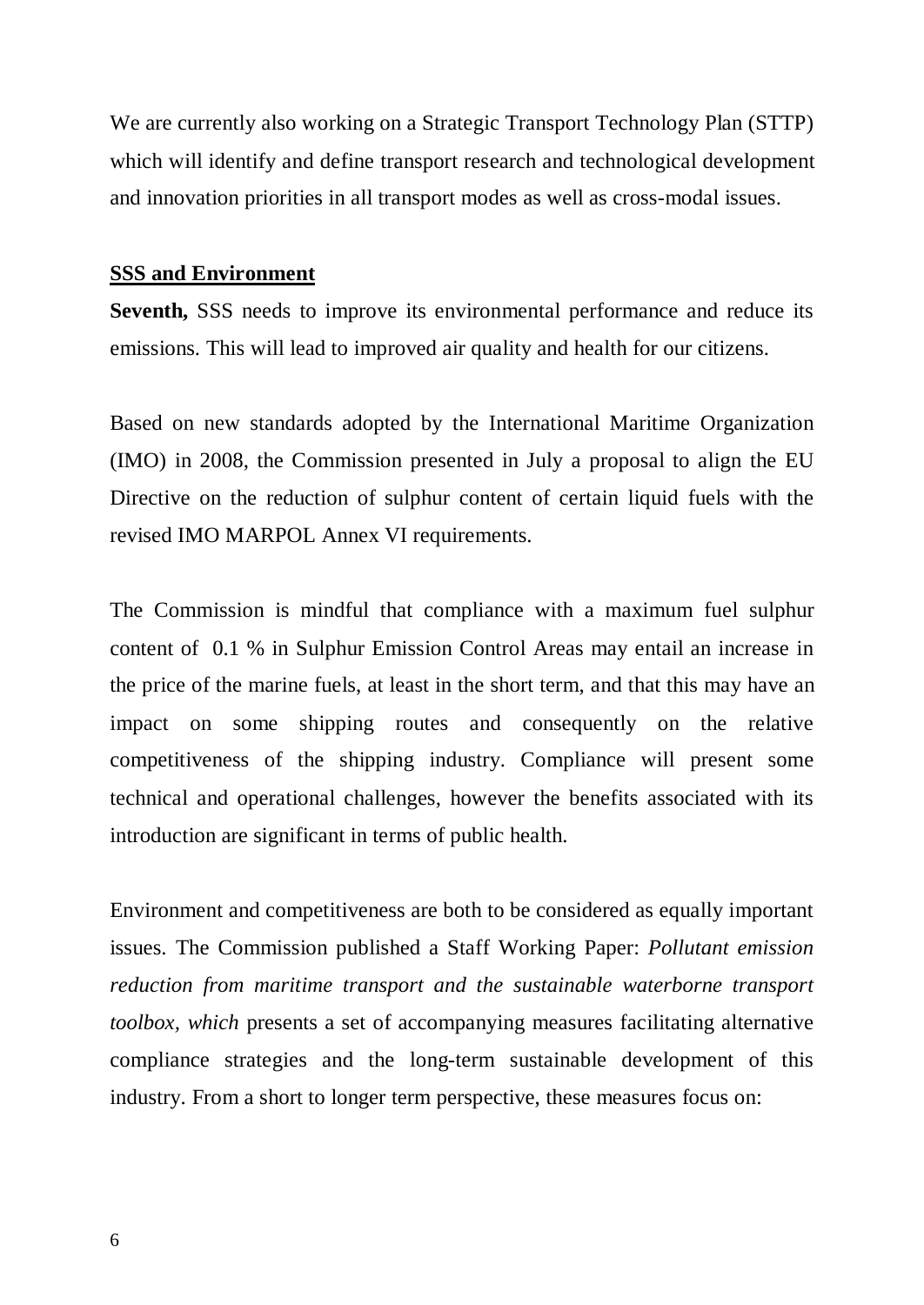We are currently also working on a Strategic Transport Technology Plan (STTP) which will identify and define transport research and technological development and innovation priorities in all transport modes as well as cross-modal issues.

**SSS and Environment**

**Seventh,** SSS needs to improve its environmental performance and reduce its emissions. This will lead to improved air quality and health for our citizens.

Based on new standards adopted by the International Maritime Organization (IMO) in 2008, the Commission presented in July a proposal to align the EU Directive on the reduction of sulphur content of certain liquid fuels with the revised IMO MARPOL Annex VI requirements.

The Commission is mindful that compliance with a maximum fuel sulphur content of 0.1 % in Sulphur Emission Control Areas may entail an increase in the price of the marine fuels, at least in the short term, and that this may have an impact on some shipping routes and consequently on the relative competitiveness of the shipping industry. Compliance will present some technical and operational challenges, however the benefits associated with its introduction are significant in terms of public health.

Environment and competitiveness are both to be considered as equally important issues. The Commission published a Staff Working Paper: *Pollutant emission reduction from maritime transport and the sustainable waterborne transport toolbox, which* presents a set of accompanying measures facilitating alternative compliance strategies and the long-term sustainable development of this industry. From a short to longer term perspective, these measures focus on: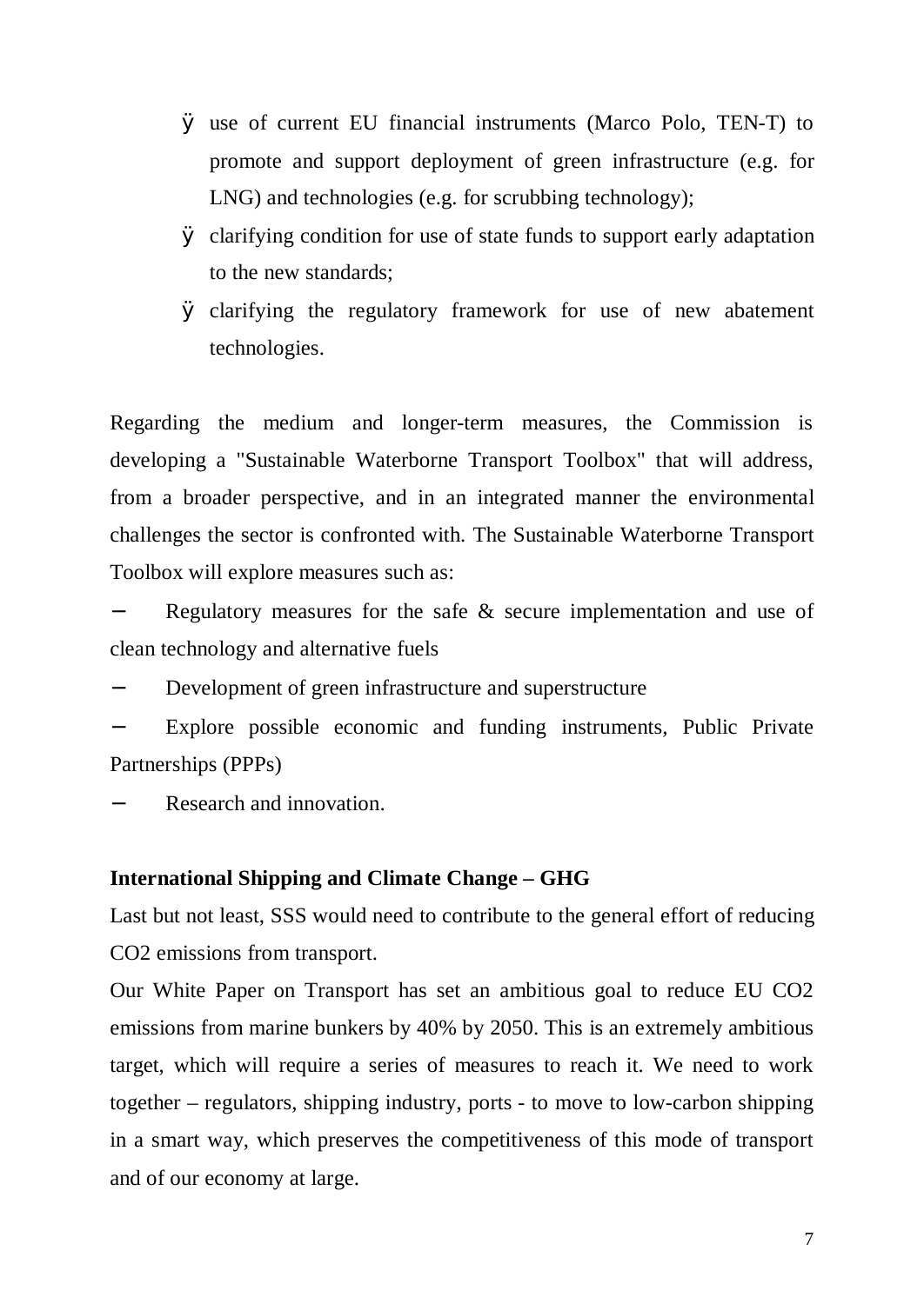- use of current EU financial instruments (Marco Polo, TEN-T) to promote and support deployment of green infrastructure (e.g. for LNG) and technologies (e.g. for scrubbing technology);
- clarifying condition for use of state funds to support early adaptation to the new standards;
- clarifying the regulatory framework for use of new abatement technologies.

Regarding the medium and longer-term measures, the Commission is developing a "Sustainable Waterborne Transport Toolbox" that will address, from a broader perspective, and in an integrated manner the environmental challenges the sector is confronted with. The Sustainable Waterborne Transport Toolbox will explore measures such as:

- Regulatory measures for the safe & secure implementation and use of clean technology and alternative fuels
- Development of green infrastructure and superstructure
- Explore possible economic and funding instruments, Public Private Partnerships (PPPs)
- Research and innovation.

**International Shipping and Climate Change – GHG**

Last but not least, SSS would need to contribute to the general effort of reducing CO2 emissions from transport.

Our White Paper on Transport has set an ambitious goal to reduce EU CO2 emissions from marine bunkers by 40% by 2050. This is an extremely ambitious target, which will require a series of measures to reach it. We need to work together – regulators, shipping industry, ports - to move to low-carbon shipping in a smart way, which preserves the competitiveness of this mode of transport and of our economy at large.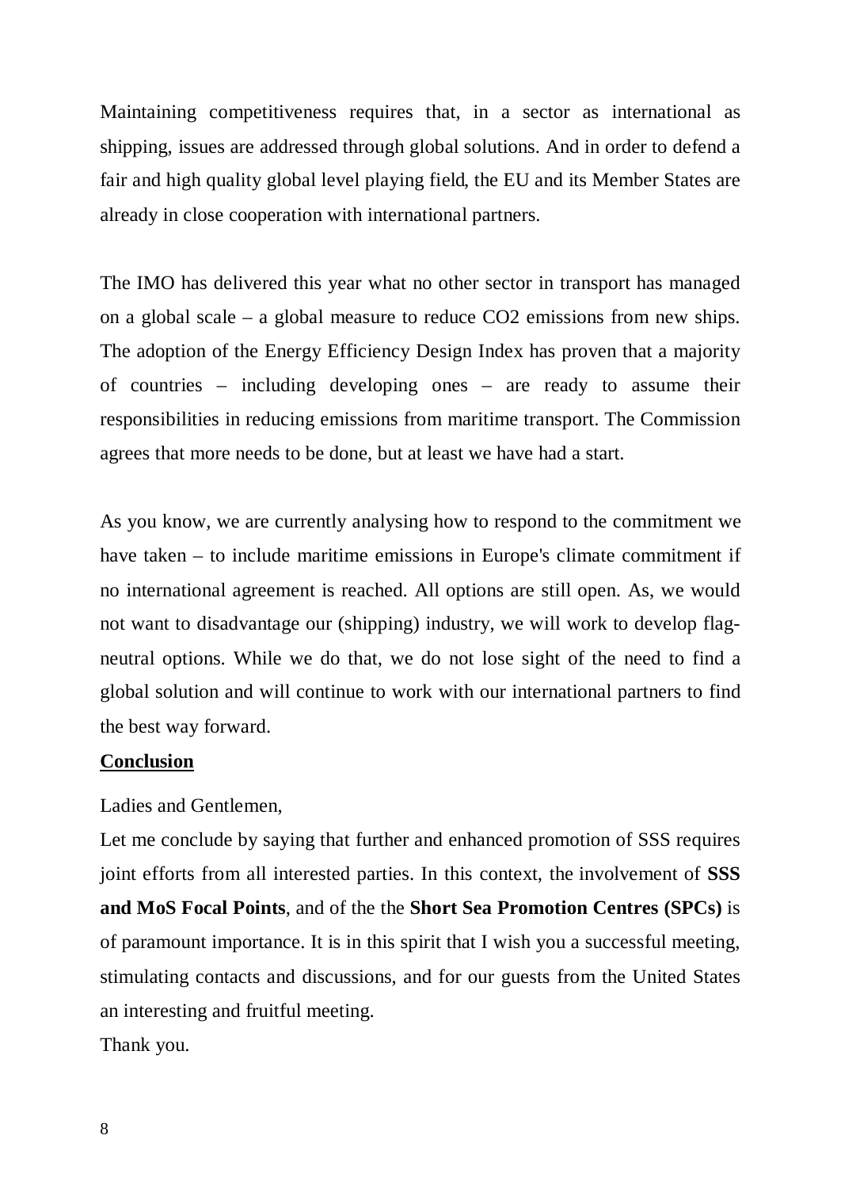Maintaining competitiveness requires that, in a sector as international as shipping, issues are addressed through global solutions. And in order to defend a fair and high quality global level playing field, the EU and its Member States are already in close cooperation with international partners.

The IMO has delivered this year what no other sector in transport has managed on a global scale – a global measure to reduce $CO_2$ emissions from new ships. The adoption of the Energy Efficiency Design Index has proven that a majority of countries – including developing ones – are ready to assume their responsibilities in reducing emissions from maritime transport. The Commission agrees that more needs to be done, but at least we have had a start.

As you know, we are currently analysing how to respond to the commitment we have taken – to include maritime emissions in Europe's climate commitment if no international agreement is reached. All options are still open. As, we would not want to disadvantage our (shipping) industry, we will work to develop flag-neutral options. While we do that, we do not lose sight of the need to find a global solution and will continue to work with our international partners to find the best way forward.

**Conclusion**

Ladies and Gentlemen,

Let me conclude by saying that further and enhanced promotion of SSS requires joint efforts from all interested parties. In this context, the involvement of **SSS and MoS Focal Points**, and of the the **Short Sea Promotion Centres (SPCs)** is of paramount importance. It is in this spirit that I wish you a successful meeting, stimulating contacts and discussions, and for our guests from the United States an interesting and fruitful meeting.

Thank you.